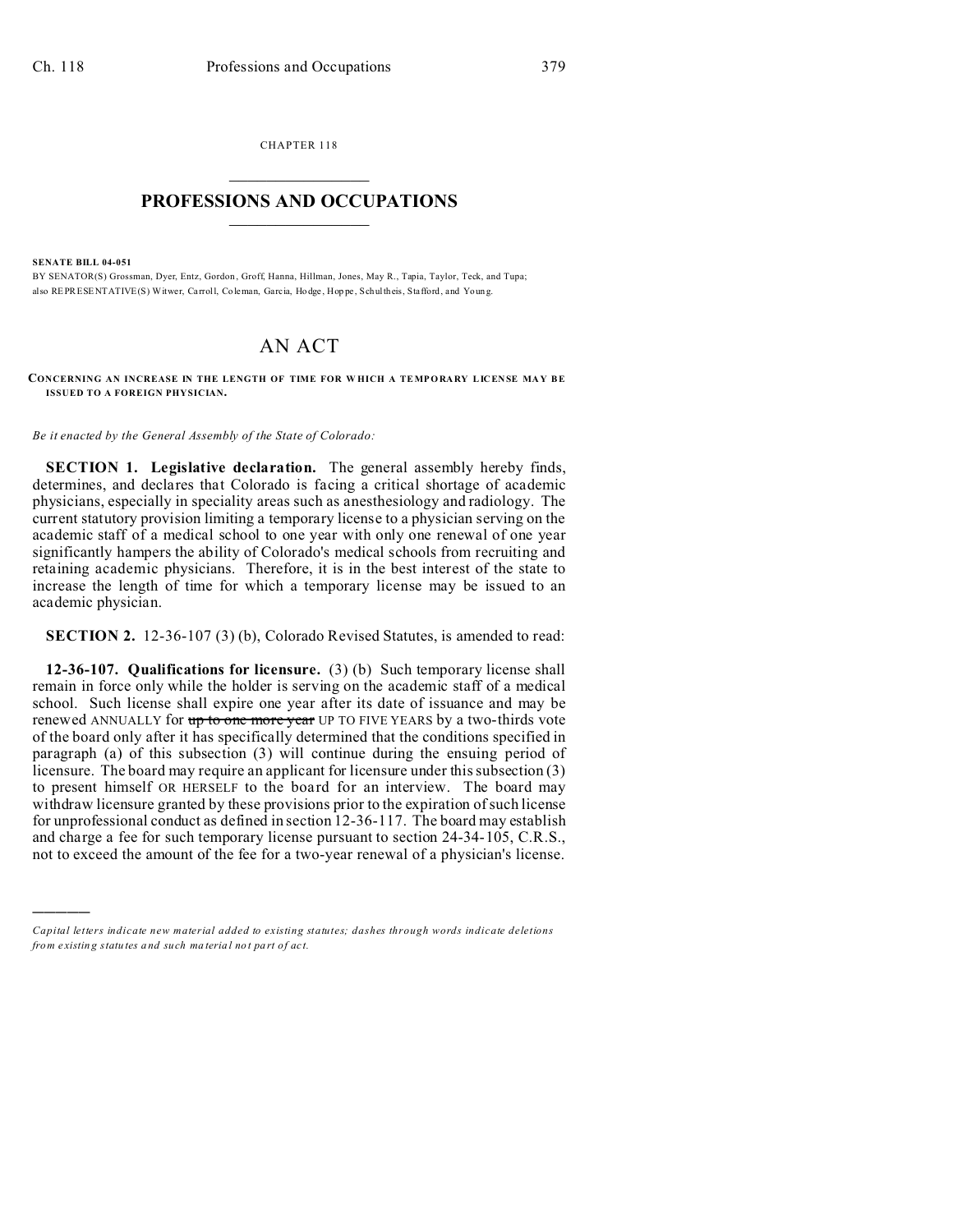CHAPTER 118

# PROFESSIONS AND OCCUPATIONS

**SENATE BILL 04-051**

BY SENATOR(S) Grossman, Dyer, Entz, Gordon, Groff, Hanna, Hillman, Jones, May R., Tapia, Taylor, Teck, and Tupa; also REPRESENTATIVE(S) Witwer, Carroll, Coleman, Garcia, Hodge, Hoppe, Schultheis, Stafford, and Young.

# AN ACT

**CONCERNING AN INCREASE IN THE LENGTH OF TIME FOR WHICH A TEMPORARY LICENSE MAY BE ISSUED TO A FOREIGN PHYSICIAN.**

*Be it enacted by the General Assembly of the State of Colorado:*

**SECTION 1. Legislative declaration.** The general assembly hereby finds, determines, and declares that Colorado is facing a critical shortage of academic physicians, especially in speciality areas such as anesthesiology and radiology. The current statutory provision limiting a temporary license to a physician serving on the academic staff of a medical school to one year with only one renewal of one year significantly hampers the ability of Colorado's medical schools from recruiting and retaining academic physicians. Therefore, it is in the best interest of the state to increase the length of time for which a temporary license may be issued to an academic physician.

**SECTION 2.** 12-36-107 (3) (b), Colorado Revised Statutes, is amended to read:

**12-36-107. Qualifications for licensure.** (3) (b) Such temporary license shall remain in force only while the holder is serving on the academic staff of a medical school. Such license shall expire one year after its date of issuance and may be renewed ANNUALLY for ~~up to one more year~~ UP TO FIVE YEARS by a two-thirds vote of the board only after it has specifically determined that the conditions specified in paragraph (a) of this subsection (3) will continue during the ensuing period of licensure. The board may require an applicant for licensure under this subsection (3) to present himself OR HERSELF to the board for an interview. The board may withdraw licensure granted by these provisions prior to the expiration of such license for unprofessional conduct as defined in section 12-36-117. The board may establish and charge a fee for such temporary license pursuant to section 24-34-105, C.R.S., not to exceed the amount of the fee for a two-year renewal of a physician's license.

---

*Capital letters indicate new material added to existing statutes; dashes through words indicate deletions from existing statutes and such material not part of act.*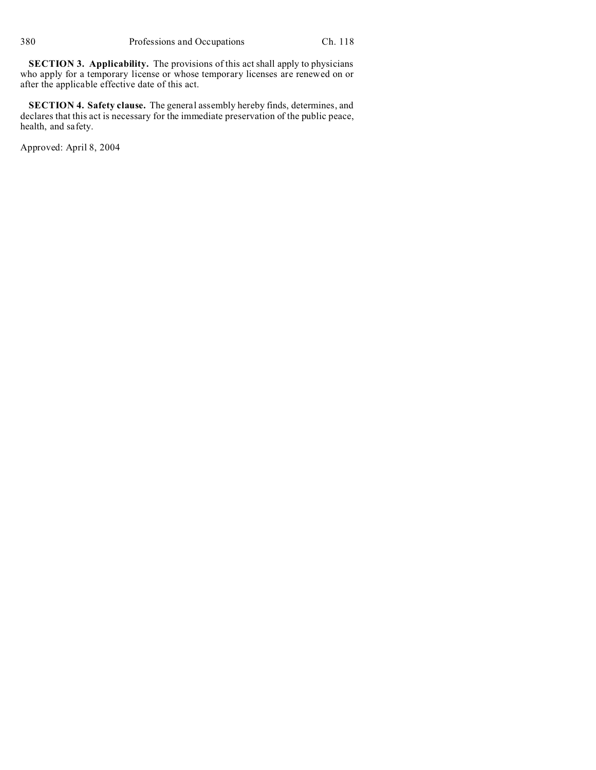**SECTION 3. Applicability.** The provisions of this act shall apply to physicians who apply for a temporary license or whose temporary licenses are renewed on or after the applicable effective date of this act.

**SECTION 4. Safety clause.** The general assembly hereby finds, determines, and declares that this act is necessary for the immediate preservation of the public peace, health, and safety.

Approved: April 8, 2004